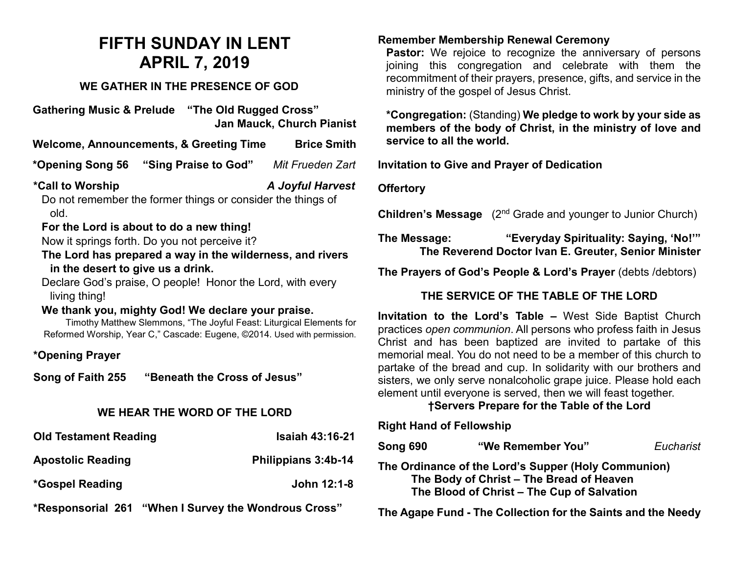# FIFTH SUNDAY IN LENT
# APRIL 7, 2019

## WE GATHER IN THE PRESENCE OF GOD

**Gathering Music & Prelude "The Old Rugged Cross"**
**Jan Mauck, Church Pianist**

**Welcome, Announcements, & Greeting Time Brice Smith**

**\*Opening Song 56 "Sing Praise to God"** *Mit Frueden Zart*

**\*Call to Worship** ***A Joyful Harvest***

Do not remember the former things or consider the things of old.

**For the Lord is about to do a new thing!**

Now it springs forth. Do you not perceive it?

**The Lord has prepared a way in the wilderness, and rivers in the desert to give us a drink.**

Declare God's praise, O people! Honor the Lord, with every living thing!

**We thank you, mighty God! We declare your praise.**

Timothy Matthew Slemmons, "The Joyful Feast: Liturgical Elements for Reformed Worship, Year C," Cascade: Eugene, ©2014. Used with permission.

**\*Opening Prayer**

**Song of Faith 255 "Beneath the Cross of Jesus"**

## WE HEAR THE WORD OF THE LORD

**Old Testament Reading Isaiah 43:16-21**

**Apostolic Reading Philippians 3:4b-14**

**\*Gospel Reading John 12:1-8**

**\*Responsorial 261 "When I Survey the Wondrous Cross"**

**Remember Membership Renewal Ceremony**

**Pastor:** We rejoice to recognize the anniversary of persons joining this congregation and celebrate with them the recommitment of their prayers, presence, gifts, and service in the ministry of the gospel of Jesus Christ.

**\*Congregation:** (Standing) **We pledge to work by your side as members of the body of Christ, in the ministry of love and service to all the world.**

**Invitation to Give and Prayer of Dedication**

**Offertory**

**Children's Message** (2nd Grade and younger to Junior Church)

**The Message: "Everyday Spirituality: Saying, 'No!'"**
**The Reverend Doctor Ivan E. Greuter, Senior Minister**

**The Prayers of God's People & Lord's Prayer** (debts /debtors)

## THE SERVICE OF THE TABLE OF THE LORD

**Invitation to the Lord's Table –** West Side Baptist Church practices *open communion*. All persons who profess faith in Jesus Christ and has been baptized are invited to partake of this memorial meal. You do not need to be a member of this church to partake of the bread and cup. In solidarity with our brothers and sisters, we only serve nonalcoholic grape juice. Please hold each element until everyone is served, then we will feast together.

**†Servers Prepare for the Table of the Lord**

**Right Hand of Fellowship**

**Song 690 "We Remember You"** *Eucharist*

**The Ordinance of the Lord's Supper (Holy Communion)**
**The Body of Christ – The Bread of Heaven**
**The Blood of Christ – The Cup of Salvation**

**The Agape Fund - The Collection for the Saints and the Needy**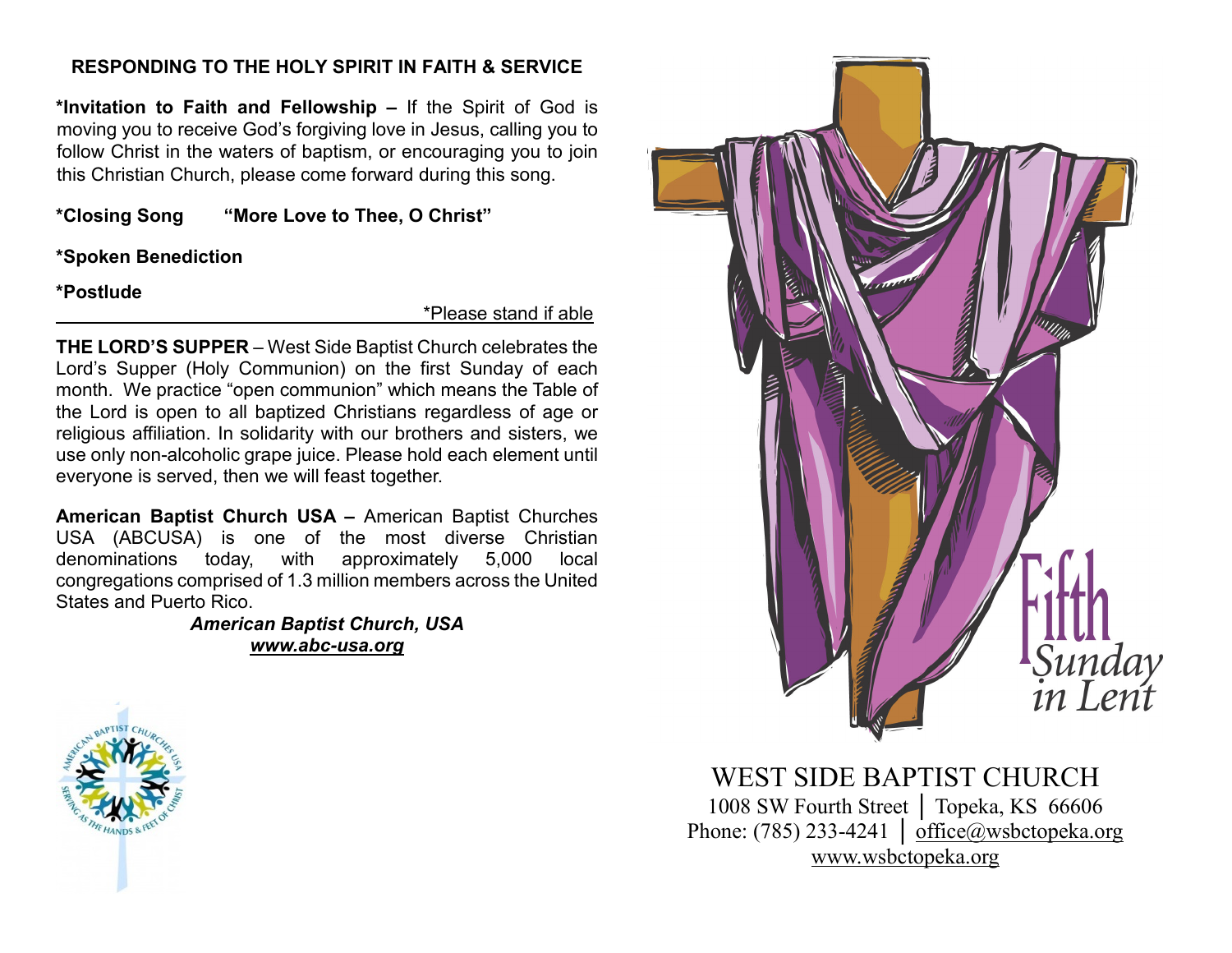**RESPONDING TO THE HOLY SPIRIT IN FAITH & SERVICE**

***Invitation to Faith and Fellowship –** If the Spirit of God is moving you to receive God's forgiving love in Jesus, calling you to follow Christ in the waters of baptism, or encouraging you to join this Christian Church, please come forward during this song.

***Closing Song "More Love to Thee, O Christ"**

***Spoken Benediction**

***Postlude**

*Please stand if able

---

**THE LORD'S SUPPER** – West Side Baptist Church celebrates the Lord's Supper (Holy Communion) on the first Sunday of each month. We practice "open communion" which means the Table of the Lord is open to all baptized Christians regardless of age or religious affiliation. In solidarity with our brothers and sisters, we use only non-alcoholic grape juice. Please hold each element until everyone is served, then we will feast together.

**American Baptist Church USA –** American Baptist Churches USA (ABCUSA) is one of the most diverse Christian denominations today, with approximately 5,000 local congregations comprised of 1.3 million members across the United States and Puerto Rico.

***American Baptist Church, USA***
***www.abc-usa.org***

AMERICAN BAPTIST CHURCHES USA
SERVING AS THE HANDS & FEET OF CHRIST

Fifth Sunday in Lent

WEST SIDE BAPTIST CHURCH
1008 SW Fourth Street | Topeka, KS 66606
Phone: (785) 233-4241 | office@wsbctopeka.org
www.wsbctopeka.org